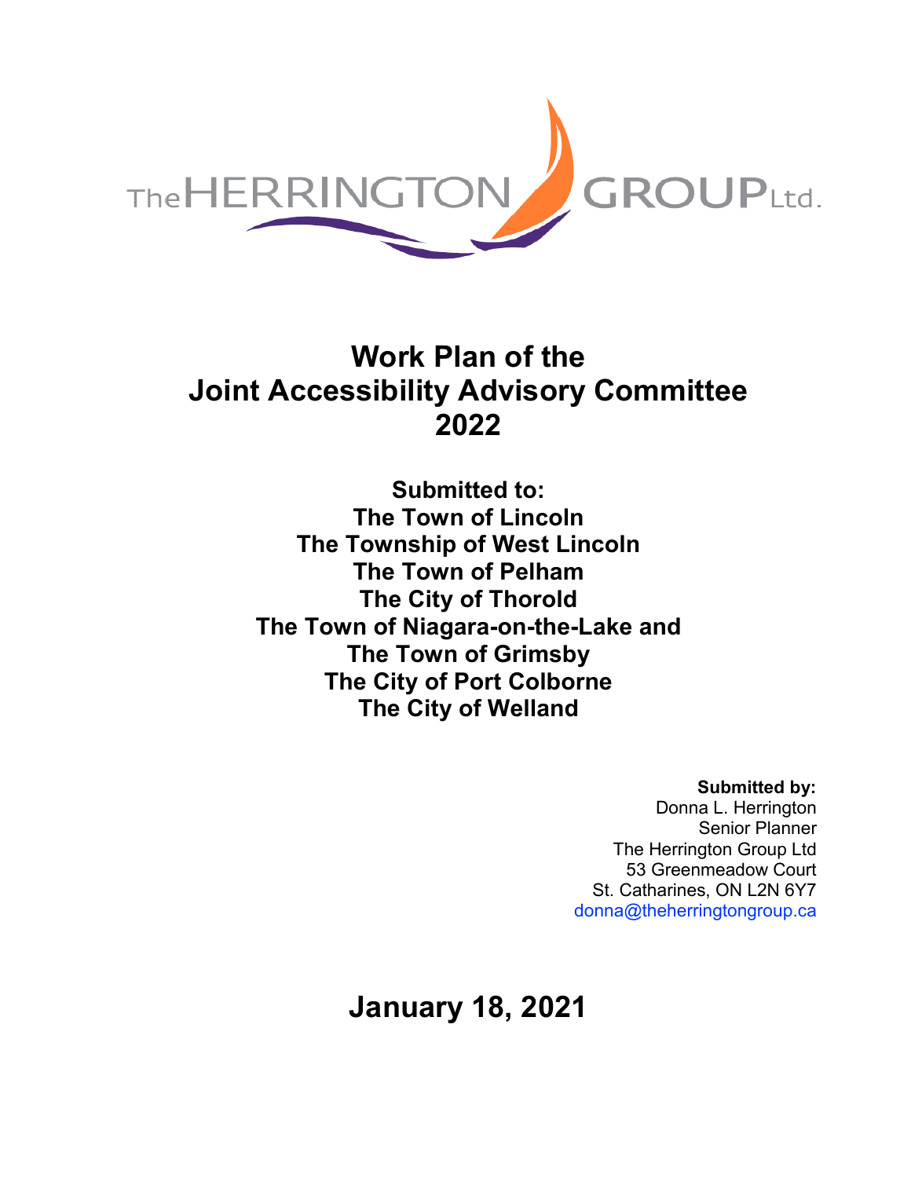The HERRINGTON GROUP Ltd.

# Work Plan of the Joint Accessibility Advisory Committee 2022

**Submitted to:**
**The Town of Lincoln**
**The Township of West Lincoln**
**The Town of Pelham**
**The City of Thorold**
**The Town of Niagara-on-the-Lake and**
**The Town of Grimsby**
**The City of Port Colborne**
**The City of Welland**

**Submitted by:**
Donna L. Herrington
Senior Planner
The Herrington Group Ltd
53 Greenmeadow Court
St. Catharines, ON L2N 6Y7
donna@theherringtongroup.ca

**January 18, 2021**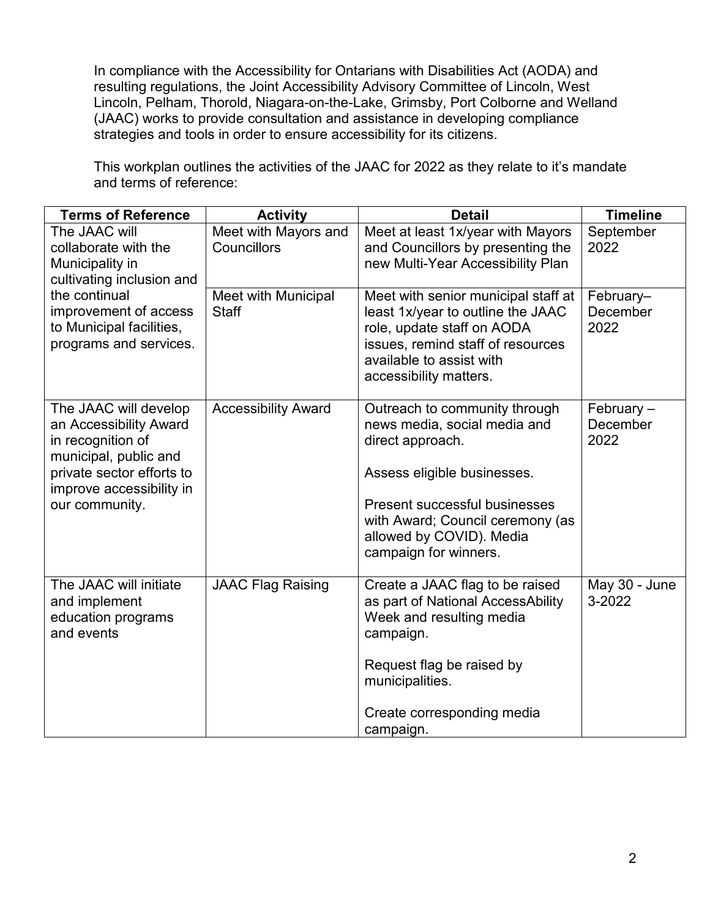In compliance with the Accessibility for Ontarians with Disabilities Act (AODA) and resulting regulations, the Joint Accessibility Advisory Committee of Lincoln, West Lincoln, Pelham, Thorold, Niagara-on-the-Lake, Grimsby, Port Colborne and Welland (JAAC) works to provide consultation and assistance in developing compliance strategies and tools in order to ensure accessibility for its citizens.

This workplan outlines the activities of the JAAC for 2022 as they relate to it's mandate and terms of reference:

| Terms of Reference | Activity | Detail | Timeline |
|---|---|---|---|
| The JAAC will collaborate with the Municipality in cultivating inclusion and the continual improvement of access to Municipal facilities, programs and services. | Meet with Mayors and Councillors | Meet at least 1x/year with Mayors and Councillors by presenting the new Multi-Year Accessibility Plan | September 2022 |
| | Meet with Municipal Staff | Meet with senior municipal staff at least 1x/year to outline the JAAC role, update staff on AODA issues, remind staff of resources available to assist with accessibility matters. | February–December 2022 |
| The JAAC will develop an Accessibility Award in recognition of municipal, public and private sector efforts to improve accessibility in our community. | Accessibility Award | Outreach to community through news media, social media and direct approach.<br><br>Assess eligible businesses.<br><br>Present successful businesses with Award; Council ceremony (as allowed by COVID). Media campaign for winners. | February – December 2022 |
| The JAAC will initiate and implement education programs and events | JAAC Flag Raising | Create a JAAC flag to be raised as part of National AccessAbility Week and resulting media campaign.<br><br>Request flag be raised by municipalities.<br><br>Create corresponding media campaign. | May 30 - June 3-2022 |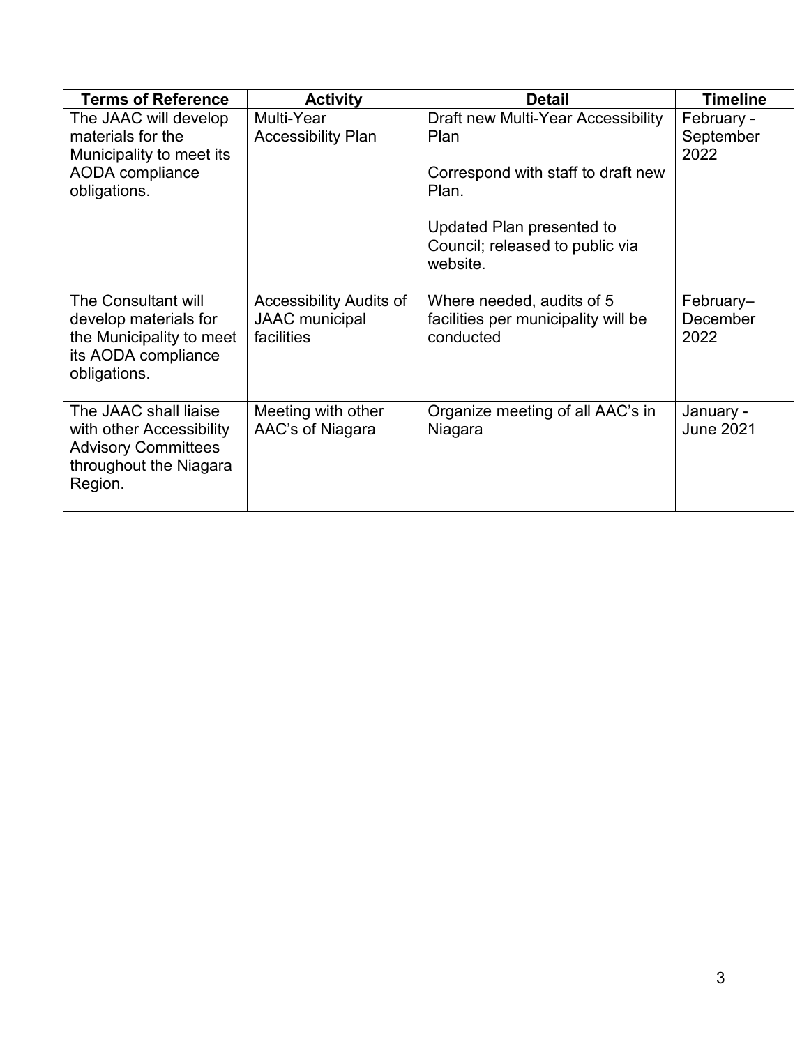| Terms of Reference | Activity | Detail | Timeline |
|---|---|---|---|
| The JAAC will develop materials for the Municipality to meet its AODA compliance obligations. | Multi-Year Accessibility Plan | Draft new Multi-Year Accessibility Plan<br><br>Correspond with staff to draft new Plan.<br><br>Updated Plan presented to Council; released to public via website. | February - September 2022 |
| The Consultant will develop materials for the Municipality to meet its AODA compliance obligations. | Accessibility Audits of JAAC municipal facilities | Where needed, audits of 5 facilities per municipality will be conducted | February– December 2022 |
| The JAAC shall liaise with other Accessibility Advisory Committees throughout the Niagara Region. | Meeting with other AAC's of Niagara | Organize meeting of all AAC's in Niagara | January - June 2021 |